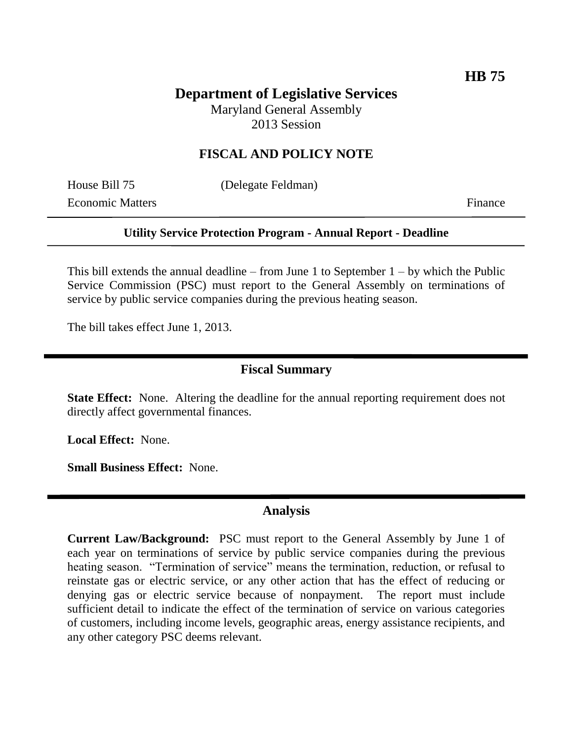**HB 75**

# Department of Legislative Services

Maryland General Assembly
2013 Session

## FISCAL AND POLICY NOTE

House Bill 75 (Delegate Feldman)
Economic Matters Finance

**Utility Service Protection Program - Annual Report - Deadline**

This bill extends the annual deadline – from June 1 to September 1 – by which the Public Service Commission (PSC) must report to the General Assembly on terminations of service by public service companies during the previous heating season.

The bill takes effect June 1, 2013.

## Fiscal Summary

**State Effect:** None. Altering the deadline for the annual reporting requirement does not directly affect governmental finances.

**Local Effect:** None.

**Small Business Effect:** None.

## Analysis

**Current Law/Background:** PSC must report to the General Assembly by June 1 of each year on terminations of service by public service companies during the previous heating season. "Termination of service" means the termination, reduction, or refusal to reinstate gas or electric service, or any other action that has the effect of reducing or denying gas or electric service because of nonpayment. The report must include sufficient detail to indicate the effect of the termination of service on various categories of customers, including income levels, geographic areas, energy assistance recipients, and any other category PSC deems relevant.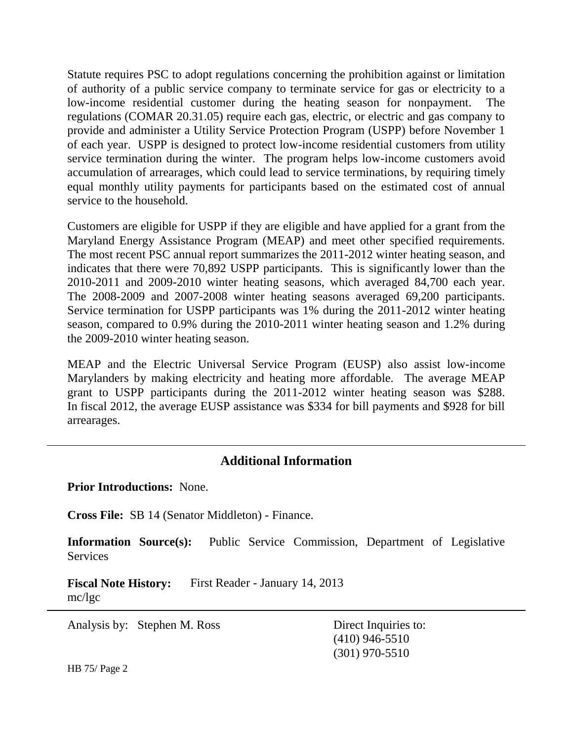Statute requires PSC to adopt regulations concerning the prohibition against or limitation of authority of a public service company to terminate service for gas or electricity to a low-income residential customer during the heating season for nonpayment. The regulations (COMAR 20.31.05) require each gas, electric, or electric and gas company to provide and administer a Utility Service Protection Program (USPP) before November 1 of each year. USPP is designed to protect low-income residential customers from utility service termination during the winter. The program helps low-income customers avoid accumulation of arrearages, which could lead to service terminations, by requiring timely equal monthly utility payments for participants based on the estimated cost of annual service to the household.

Customers are eligible for USPP if they are eligible and have applied for a grant from the Maryland Energy Assistance Program (MEAP) and meet other specified requirements. The most recent PSC annual report summarizes the 2011-2012 winter heating season, and indicates that there were 70,892 USPP participants. This is significantly lower than the 2010-2011 and 2009-2010 winter heating seasons, which averaged 84,700 each year. The 2008-2009 and 2007-2008 winter heating seasons averaged 69,200 participants. Service termination for USPP participants was 1% during the 2011-2012 winter heating season, compared to 0.9% during the 2010-2011 winter heating season and 1.2% during the 2009-2010 winter heating season.

MEAP and the Electric Universal Service Program (EUSP) also assist low-income Marylanders by making electricity and heating more affordable. The average MEAP grant to USPP participants during the 2011-2012 winter heating season was $288. In fiscal 2012, the average EUSP assistance was $334 for bill payments and $928 for bill arrearages.

## Additional Information

**Prior Introductions:** None.

**Cross File:** SB 14 (Senator Middleton) - Finance.

**Information Source(s):** Public Service Commission, Department of Legislative Services

**Fiscal Note History:** First Reader - January 14, 2013
mc/lgc

Analysis by: Stephen M. Ross

Direct Inquiries to:
(410) 946-5510
(301) 970-5510